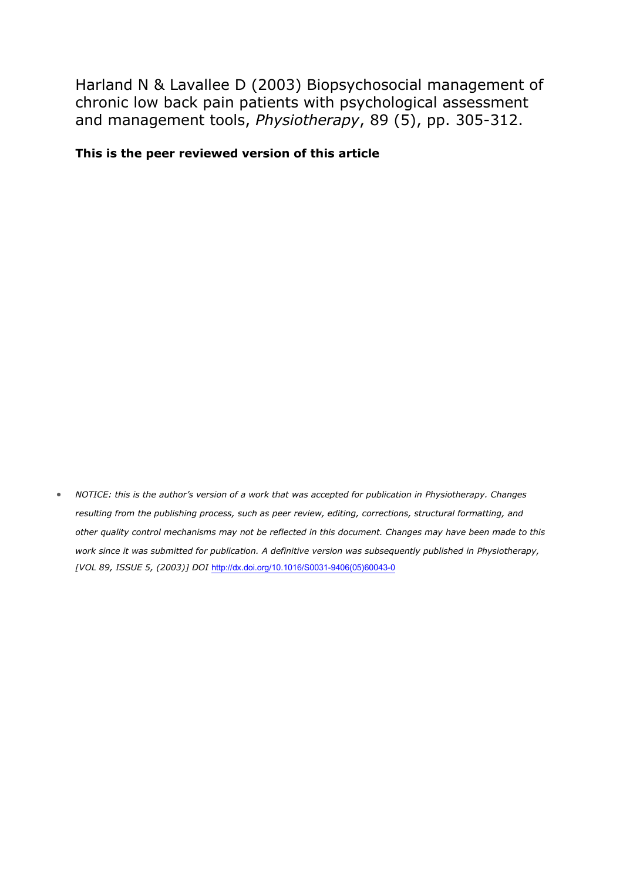Harland N & Lavallee D (2003) Biopsychosocial management of chronic low back pain patients with psychological assessment and management tools, *Physiotherapy*, 89 (5), pp. 305-312.

**This is the peer reviewed version of this article**

- *NOTICE: this is the author's version of a work that was accepted for publication in Physiotherapy. Changes resulting from the publishing process, such as peer review, editing, corrections, structural formatting, and other quality control mechanisms may not be reflected in this document. Changes may have been made to this work since it was submitted for publication. A definitive version was subsequently published in Physiotherapy, [VOL 89, ISSUE 5, (2003)] DOI* http://dx.doi.org/10.1016/S0031-9406(05)60043-0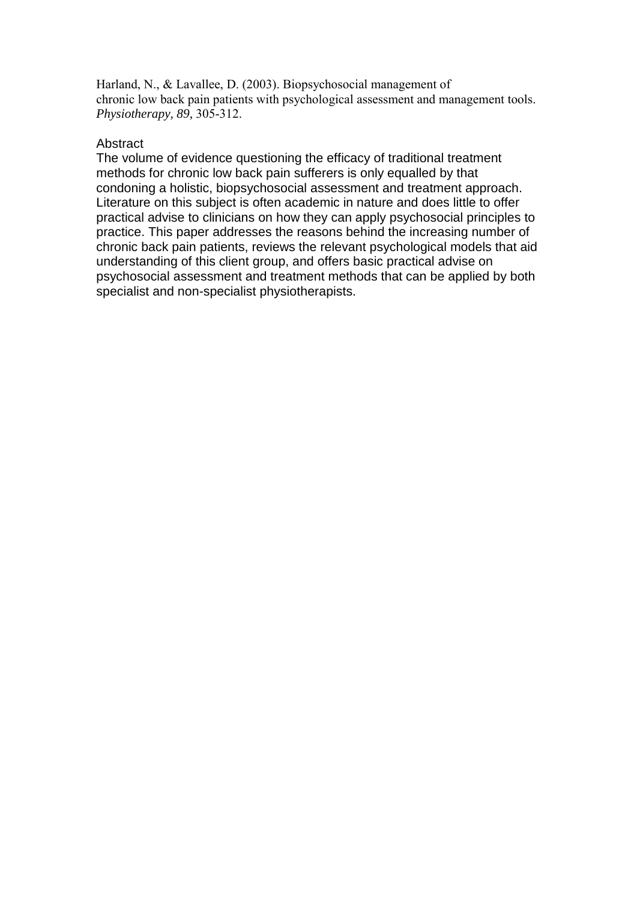Harland, N., & Lavallee, D. (2003). Biopsychosocial management of chronic low back pain patients with psychological assessment and management tools. *Physiotherapy, 89,* 305-312.

Abstract

The volume of evidence questioning the efficacy of traditional treatment methods for chronic low back pain sufferers is only equalled by that condoning a holistic, biopsychosocial assessment and treatment approach. Literature on this subject is often academic in nature and does little to offer practical advise to clinicians on how they can apply psychosocial principles to practice. This paper addresses the reasons behind the increasing number of chronic back pain patients, reviews the relevant psychological models that aid understanding of this client group, and offers basic practical advise on psychosocial assessment and treatment methods that can be applied by both specialist and non-specialist physiotherapists.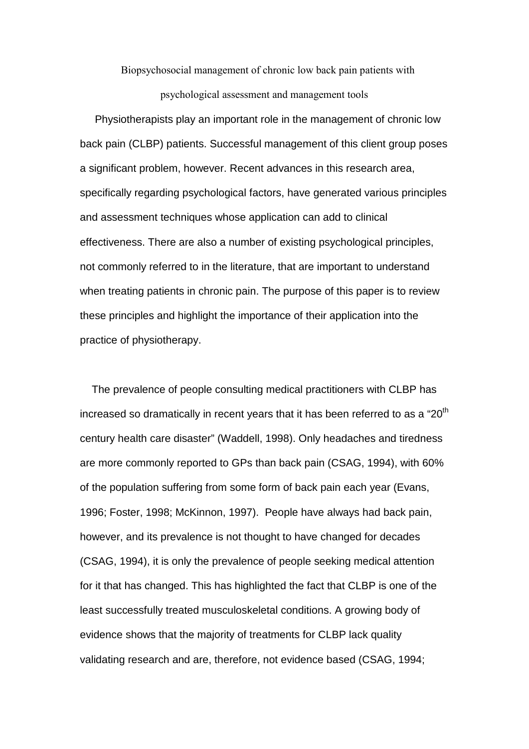Biopsychosocial management of chronic low back pain patients with psychological assessment and management tools

Physiotherapists play an important role in the management of chronic low back pain (CLBP) patients. Successful management of this client group poses a significant problem, however. Recent advances in this research area, specifically regarding psychological factors, have generated various principles and assessment techniques whose application can add to clinical effectiveness. There are also a number of existing psychological principles, not commonly referred to in the literature, that are important to understand when treating patients in chronic pain. The purpose of this paper is to review these principles and highlight the importance of their application into the practice of physiotherapy.

The prevalence of people consulting medical practitioners with CLBP has increased so dramatically in recent years that it has been referred to as a "20th century health care disaster" (Waddell, 1998). Only headaches and tiredness are more commonly reported to GPs than back pain (CSAG, 1994), with 60% of the population suffering from some form of back pain each year (Evans, 1996; Foster, 1998; McKinnon, 1997). People have always had back pain, however, and its prevalence is not thought to have changed for decades (CSAG, 1994), it is only the prevalence of people seeking medical attention for it that has changed. This has highlighted the fact that CLBP is one of the least successfully treated musculoskeletal conditions. A growing body of evidence shows that the majority of treatments for CLBP lack quality validating research and are, therefore, not evidence based (CSAG, 1994;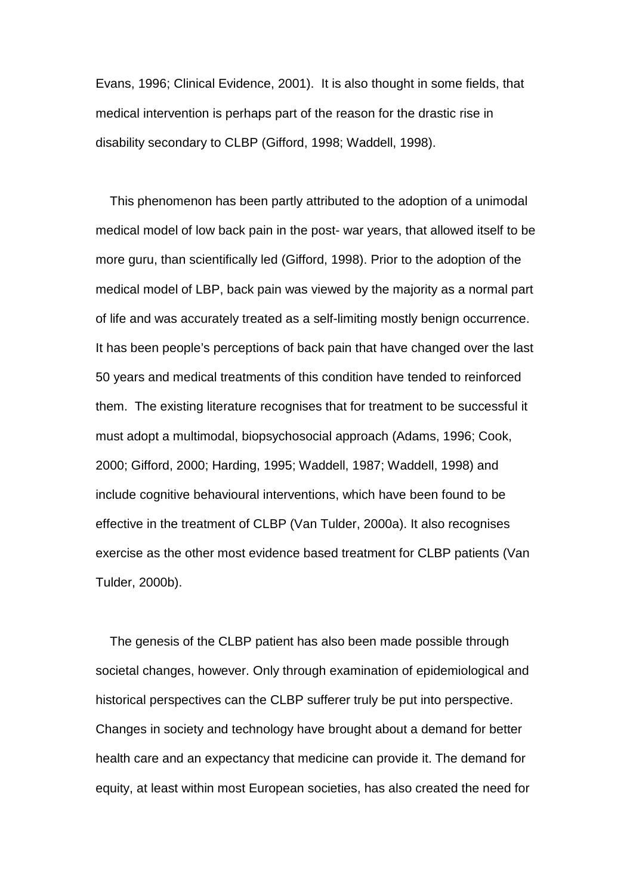Evans, 1996; Clinical Evidence, 2001). It is also thought in some fields, that medical intervention is perhaps part of the reason for the drastic rise in disability secondary to CLBP (Gifford, 1998; Waddell, 1998).

This phenomenon has been partly attributed to the adoption of a unimodal medical model of low back pain in the post- war years, that allowed itself to be more guru, than scientifically led (Gifford, 1998). Prior to the adoption of the medical model of LBP, back pain was viewed by the majority as a normal part of life and was accurately treated as a self-limiting mostly benign occurrence. It has been people's perceptions of back pain that have changed over the last 50 years and medical treatments of this condition have tended to reinforced them. The existing literature recognises that for treatment to be successful it must adopt a multimodal, biopsychosocial approach (Adams, 1996; Cook, 2000; Gifford, 2000; Harding, 1995; Waddell, 1987; Waddell, 1998) and include cognitive behavioural interventions, which have been found to be effective in the treatment of CLBP (Van Tulder, 2000a). It also recognises exercise as the other most evidence based treatment for CLBP patients (Van Tulder, 2000b).

The genesis of the CLBP patient has also been made possible through societal changes, however. Only through examination of epidemiological and historical perspectives can the CLBP sufferer truly be put into perspective. Changes in society and technology have brought about a demand for better health care and an expectancy that medicine can provide it. The demand for equity, at least within most European societies, has also created the need for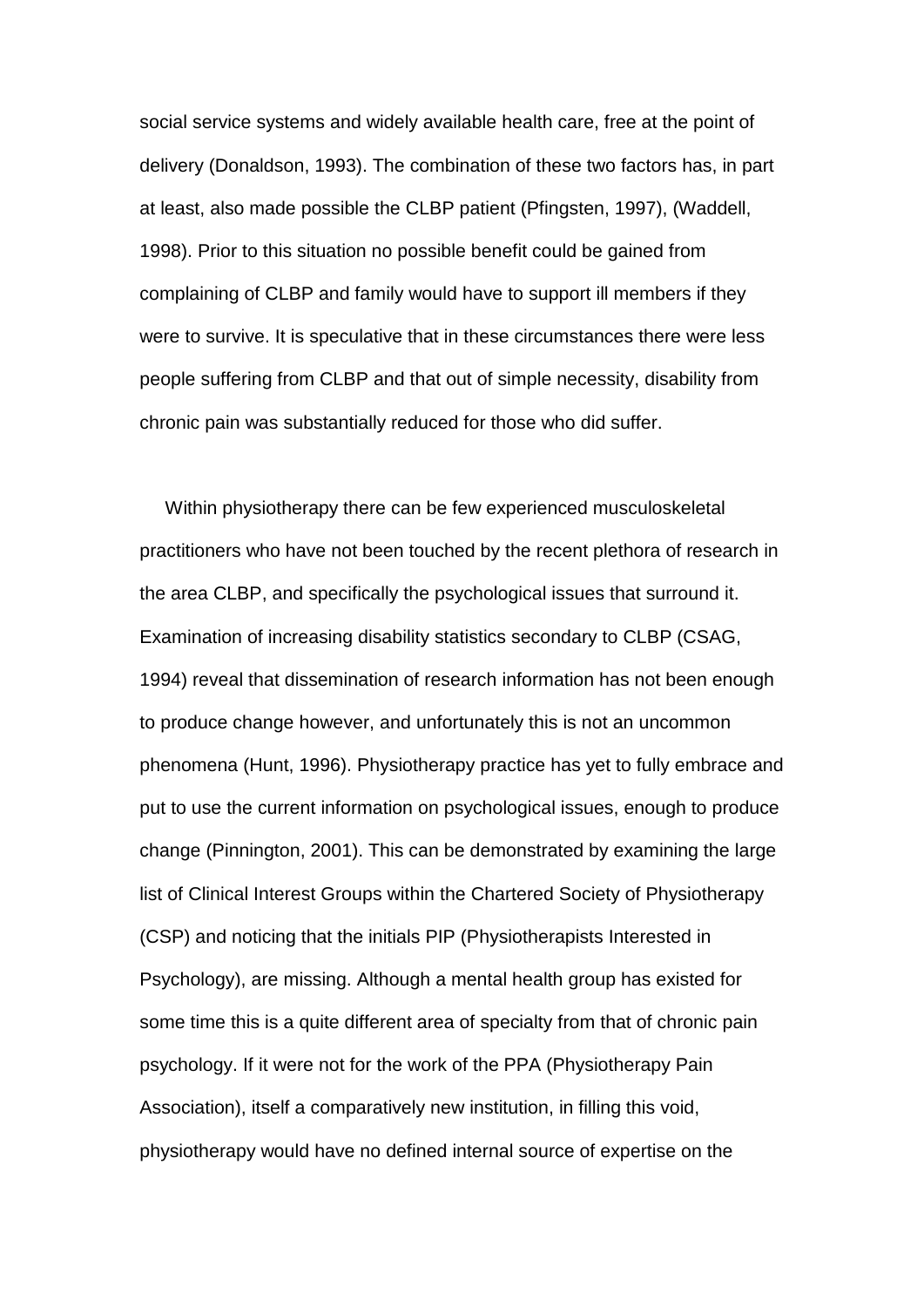social service systems and widely available health care, free at the point of delivery (Donaldson, 1993). The combination of these two factors has, in part at least, also made possible the CLBP patient (Pfingsten, 1997), (Waddell, 1998). Prior to this situation no possible benefit could be gained from complaining of CLBP and family would have to support ill members if they were to survive. It is speculative that in these circumstances there were less people suffering from CLBP and that out of simple necessity, disability from chronic pain was substantially reduced for those who did suffer.

Within physiotherapy there can be few experienced musculoskeletal practitioners who have not been touched by the recent plethora of research in the area CLBP, and specifically the psychological issues that surround it. Examination of increasing disability statistics secondary to CLBP (CSAG, 1994) reveal that dissemination of research information has not been enough to produce change however, and unfortunately this is not an uncommon phenomena (Hunt, 1996). Physiotherapy practice has yet to fully embrace and put to use the current information on psychological issues, enough to produce change (Pinnington, 2001). This can be demonstrated by examining the large list of Clinical Interest Groups within the Chartered Society of Physiotherapy (CSP) and noticing that the initials PIP (Physiotherapists Interested in Psychology), are missing. Although a mental health group has existed for some time this is a quite different area of specialty from that of chronic pain psychology. If it were not for the work of the PPA (Physiotherapy Pain Association), itself a comparatively new institution, in filling this void, physiotherapy would have no defined internal source of expertise on the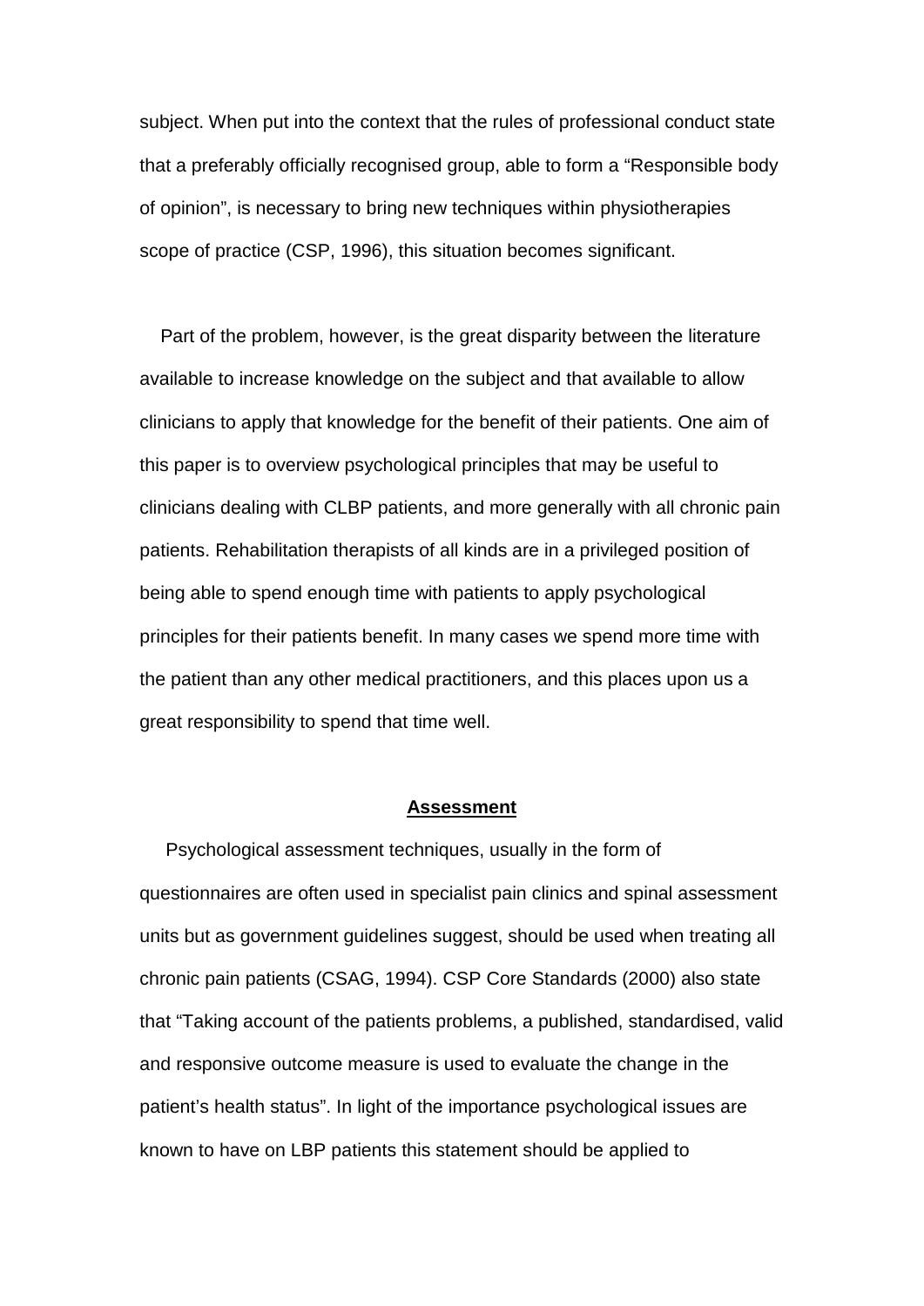subject. When put into the context that the rules of professional conduct state that a preferably officially recognised group, able to form a “Responsible body of opinion”, is necessary to bring new techniques within physiotherapies scope of practice (CSP, 1996), this situation becomes significant.

Part of the problem, however, is the great disparity between the literature available to increase knowledge on the subject and that available to allow clinicians to apply that knowledge for the benefit of their patients. One aim of this paper is to overview psychological principles that may be useful to clinicians dealing with CLBP patients, and more generally with all chronic pain patients. Rehabilitation therapists of all kinds are in a privileged position of being able to spend enough time with patients to apply psychological principles for their patients benefit. In many cases we spend more time with the patient than any other medical practitioners, and this places upon us a great responsibility to spend that time well.

## **Assessment**

Psychological assessment techniques, usually in the form of questionnaires are often used in specialist pain clinics and spinal assessment units but as government guidelines suggest, should be used when treating all chronic pain patients (CSAG, 1994). CSP Core Standards (2000) also state that “Taking account of the patients problems, a published, standardised, valid and responsive outcome measure is used to evaluate the change in the patient’s health status”. In light of the importance psychological issues are known to have on LBP patients this statement should be applied to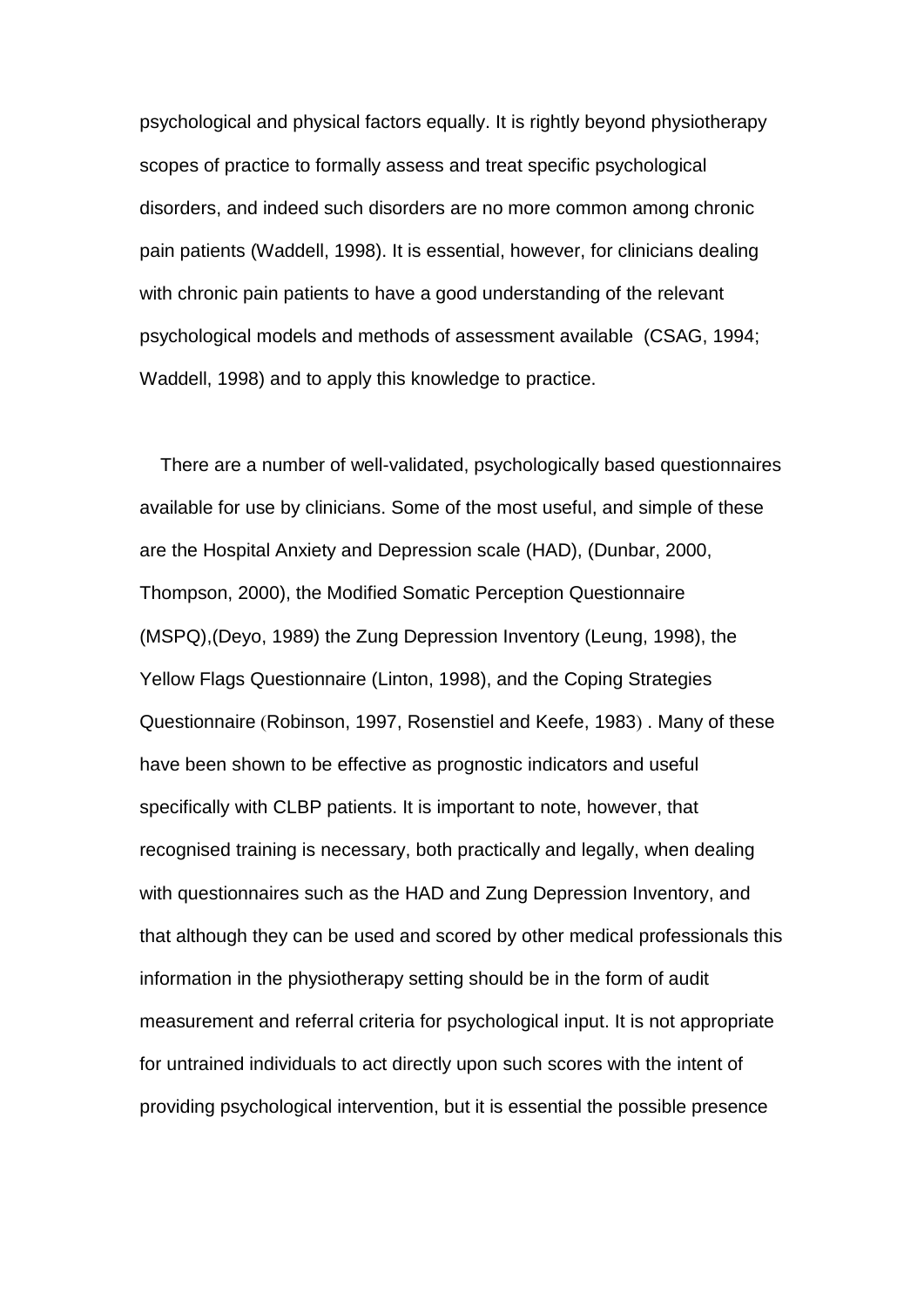psychological and physical factors equally. It is rightly beyond physiotherapy scopes of practice to formally assess and treat specific psychological disorders, and indeed such disorders are no more common among chronic pain patients (Waddell, 1998). It is essential, however, for clinicians dealing with chronic pain patients to have a good understanding of the relevant psychological models and methods of assessment available (CSAG, 1994; Waddell, 1998) and to apply this knowledge to practice.

There are a number of well-validated, psychologically based questionnaires available for use by clinicians. Some of the most useful, and simple of these are the Hospital Anxiety and Depression scale (HAD), (Dunbar, 2000, Thompson, 2000), the Modified Somatic Perception Questionnaire (MSPQ),(Deyo, 1989) the Zung Depression Inventory (Leung, 1998), the Yellow Flags Questionnaire (Linton, 1998), and the Coping Strategies Questionnaire (Robinson, 1997, Rosenstiel and Keefe, 1983) . Many of these have been shown to be effective as prognostic indicators and useful specifically with CLBP patients. It is important to note, however, that recognised training is necessary, both practically and legally, when dealing with questionnaires such as the HAD and Zung Depression Inventory, and that although they can be used and scored by other medical professionals this information in the physiotherapy setting should be in the form of audit measurement and referral criteria for psychological input. It is not appropriate for untrained individuals to act directly upon such scores with the intent of providing psychological intervention, but it is essential the possible presence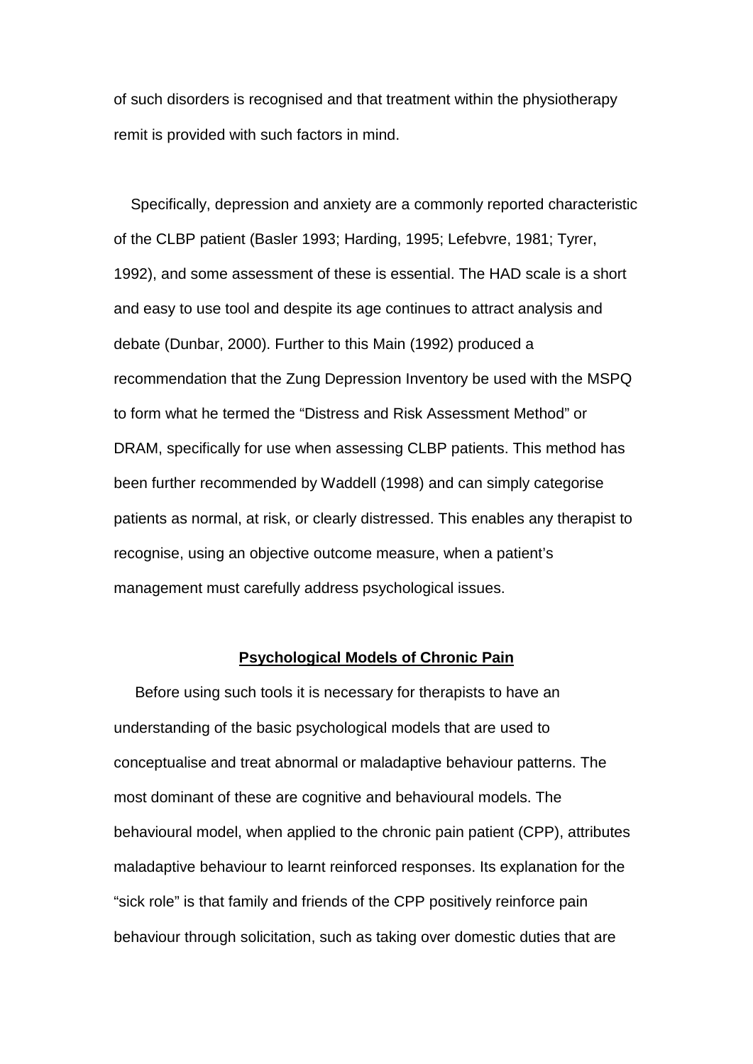of such disorders is recognised and that treatment within the physiotherapy remit is provided with such factors in mind.

Specifically, depression and anxiety are a commonly reported characteristic of the CLBP patient (Basler 1993; Harding, 1995; Lefebvre, 1981; Tyrer, 1992), and some assessment of these is essential. The HAD scale is a short and easy to use tool and despite its age continues to attract analysis and debate (Dunbar, 2000). Further to this Main (1992) produced a recommendation that the Zung Depression Inventory be used with the MSPQ to form what he termed the "Distress and Risk Assessment Method" or DRAM, specifically for use when assessing CLBP patients. This method has been further recommended by Waddell (1998) and can simply categorise patients as normal, at risk, or clearly distressed. This enables any therapist to recognise, using an objective outcome measure, when a patient's management must carefully address psychological issues.

## **Psychological Models of Chronic Pain**

Before using such tools it is necessary for therapists to have an understanding of the basic psychological models that are used to conceptualise and treat abnormal or maladaptive behaviour patterns. The most dominant of these are cognitive and behavioural models. The behavioural model, when applied to the chronic pain patient (CPP), attributes maladaptive behaviour to learnt reinforced responses. Its explanation for the "sick role" is that family and friends of the CPP positively reinforce pain behaviour through solicitation, such as taking over domestic duties that are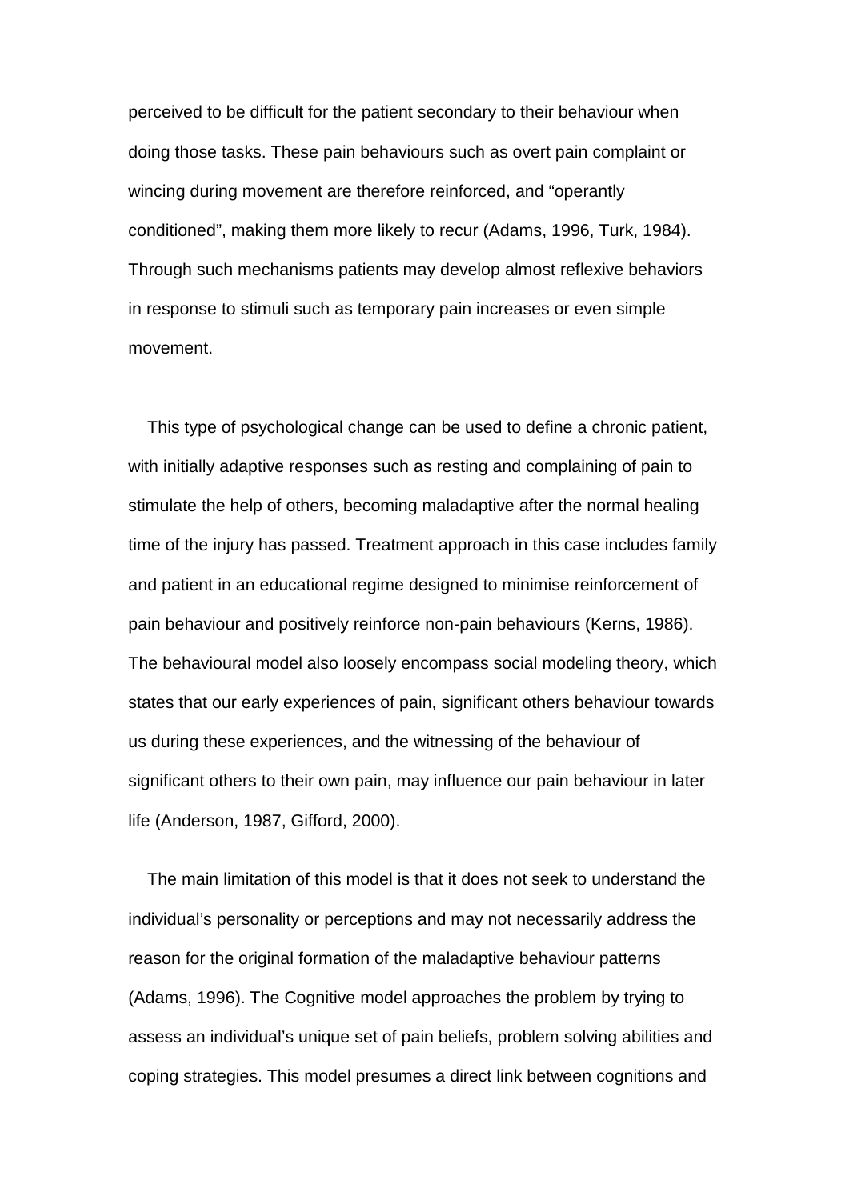perceived to be difficult for the patient secondary to their behaviour when doing those tasks. These pain behaviours such as overt pain complaint or wincing during movement are therefore reinforced, and “operantly conditioned”, making them more likely to recur (Adams, 1996, Turk, 1984). Through such mechanisms patients may develop almost reflexive behaviors in response to stimuli such as temporary pain increases or even simple movement.

This type of psychological change can be used to define a chronic patient, with initially adaptive responses such as resting and complaining of pain to stimulate the help of others, becoming maladaptive after the normal healing time of the injury has passed. Treatment approach in this case includes family and patient in an educational regime designed to minimise reinforcement of pain behaviour and positively reinforce non-pain behaviours (Kerns, 1986). The behavioural model also loosely encompass social modeling theory, which states that our early experiences of pain, significant others behaviour towards us during these experiences, and the witnessing of the behaviour of significant others to their own pain, may influence our pain behaviour in later life (Anderson, 1987, Gifford, 2000).

The main limitation of this model is that it does not seek to understand the individual’s personality or perceptions and may not necessarily address the reason for the original formation of the maladaptive behaviour patterns (Adams, 1996). The Cognitive model approaches the problem by trying to assess an individual’s unique set of pain beliefs, problem solving abilities and coping strategies. This model presumes a direct link between cognitions and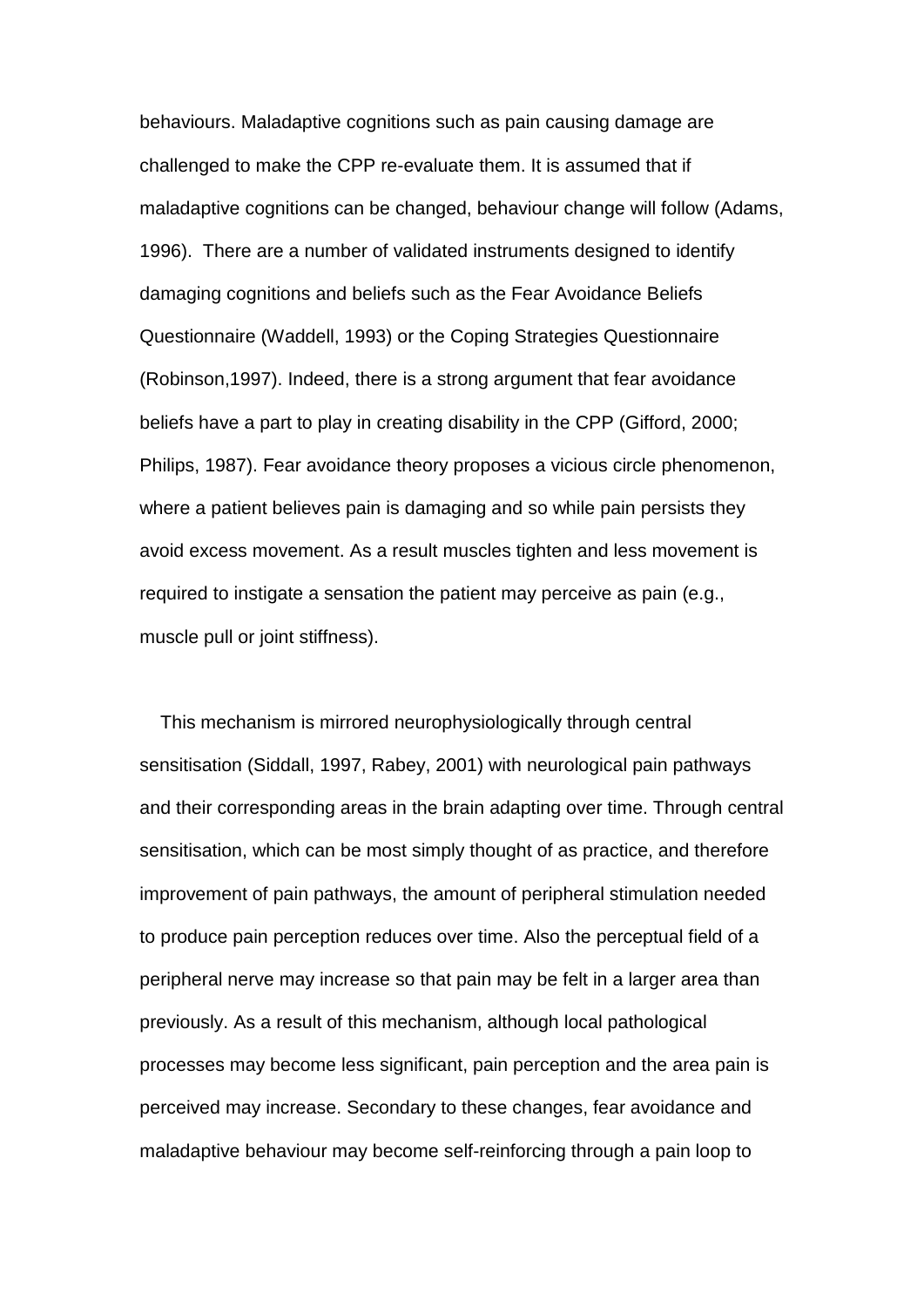behaviours. Maladaptive cognitions such as pain causing damage are challenged to make the CPP re-evaluate them. It is assumed that if maladaptive cognitions can be changed, behaviour change will follow (Adams, 1996). There are a number of validated instruments designed to identify damaging cognitions and beliefs such as the Fear Avoidance Beliefs Questionnaire (Waddell, 1993) or the Coping Strategies Questionnaire (Robinson,1997). Indeed, there is a strong argument that fear avoidance beliefs have a part to play in creating disability in the CPP (Gifford, 2000; Philips, 1987). Fear avoidance theory proposes a vicious circle phenomenon, where a patient believes pain is damaging and so while pain persists they avoid excess movement. As a result muscles tighten and less movement is required to instigate a sensation the patient may perceive as pain (e.g., muscle pull or joint stiffness).

This mechanism is mirrored neurophysiologically through central sensitisation (Siddall, 1997, Rabey, 2001) with neurological pain pathways and their corresponding areas in the brain adapting over time. Through central sensitisation, which can be most simply thought of as practice, and therefore improvement of pain pathways, the amount of peripheral stimulation needed to produce pain perception reduces over time. Also the perceptual field of a peripheral nerve may increase so that pain may be felt in a larger area than previously. As a result of this mechanism, although local pathological processes may become less significant, pain perception and the area pain is perceived may increase. Secondary to these changes, fear avoidance and maladaptive behaviour may become self-reinforcing through a pain loop to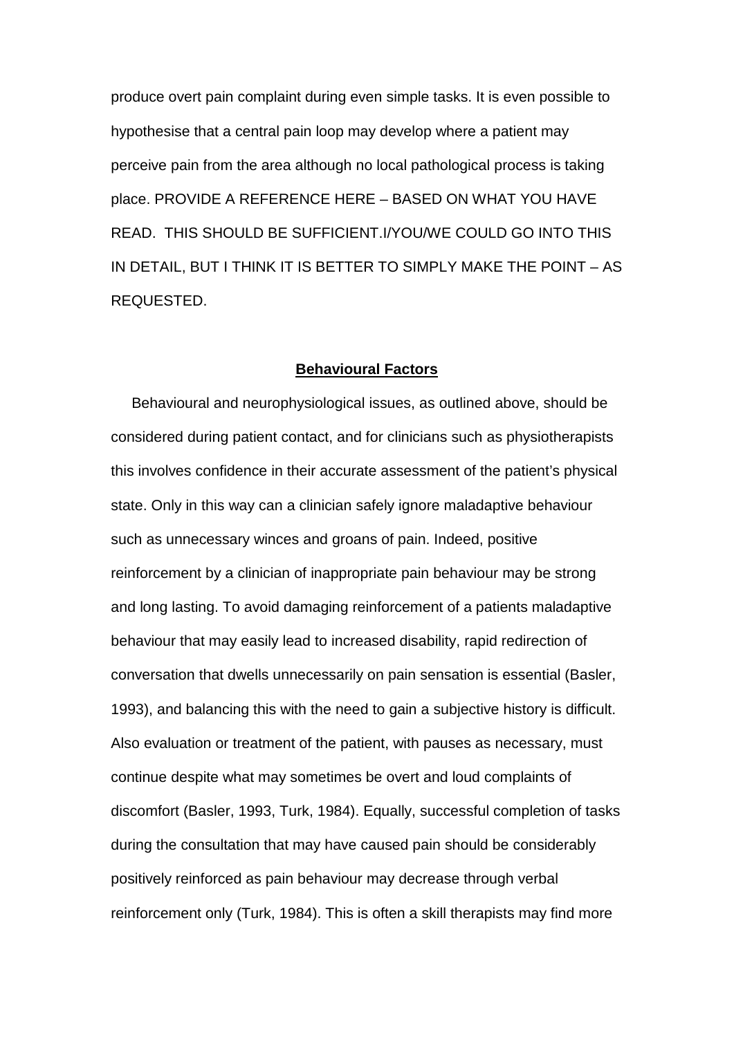produce overt pain complaint during even simple tasks. It is even possible to hypothesise that a central pain loop may develop where a patient may perceive pain from the area although no local pathological process is taking place. PROVIDE A REFERENCE HERE – BASED ON WHAT YOU HAVE READ. THIS SHOULD BE SUFFICIENT.I/YOU/WE COULD GO INTO THIS IN DETAIL, BUT I THINK IT IS BETTER TO SIMPLY MAKE THE POINT – AS REQUESTED.

## **Behavioural Factors**

Behavioural and neurophysiological issues, as outlined above, should be considered during patient contact, and for clinicians such as physiotherapists this involves confidence in their accurate assessment of the patient's physical state. Only in this way can a clinician safely ignore maladaptive behaviour such as unnecessary winces and groans of pain. Indeed, positive reinforcement by a clinician of inappropriate pain behaviour may be strong and long lasting. To avoid damaging reinforcement of a patients maladaptive behaviour that may easily lead to increased disability, rapid redirection of conversation that dwells unnecessarily on pain sensation is essential (Basler, 1993), and balancing this with the need to gain a subjective history is difficult. Also evaluation or treatment of the patient, with pauses as necessary, must continue despite what may sometimes be overt and loud complaints of discomfort (Basler, 1993, Turk, 1984). Equally, successful completion of tasks during the consultation that may have caused pain should be considerably positively reinforced as pain behaviour may decrease through verbal reinforcement only (Turk, 1984). This is often a skill therapists may find more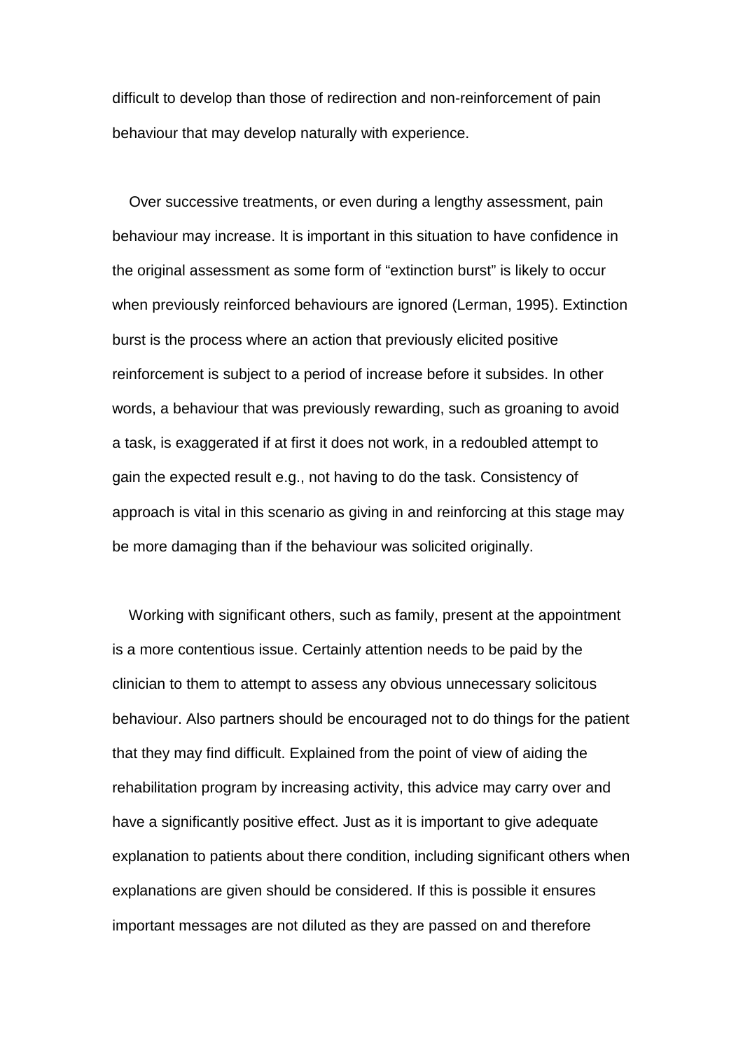difficult to develop than those of redirection and non-reinforcement of pain behaviour that may develop naturally with experience.

Over successive treatments, or even during a lengthy assessment, pain behaviour may increase. It is important in this situation to have confidence in the original assessment as some form of "extinction burst" is likely to occur when previously reinforced behaviours are ignored (Lerman, 1995). Extinction burst is the process where an action that previously elicited positive reinforcement is subject to a period of increase before it subsides. In other words, a behaviour that was previously rewarding, such as groaning to avoid a task, is exaggerated if at first it does not work, in a redoubled attempt to gain the expected result e.g., not having to do the task. Consistency of approach is vital in this scenario as giving in and reinforcing at this stage may be more damaging than if the behaviour was solicited originally.

Working with significant others, such as family, present at the appointment is a more contentious issue. Certainly attention needs to be paid by the clinician to them to attempt to assess any obvious unnecessary solicitous behaviour. Also partners should be encouraged not to do things for the patient that they may find difficult. Explained from the point of view of aiding the rehabilitation program by increasing activity, this advice may carry over and have a significantly positive effect. Just as it is important to give adequate explanation to patients about there condition, including significant others when explanations are given should be considered. If this is possible it ensures important messages are not diluted as they are passed on and therefore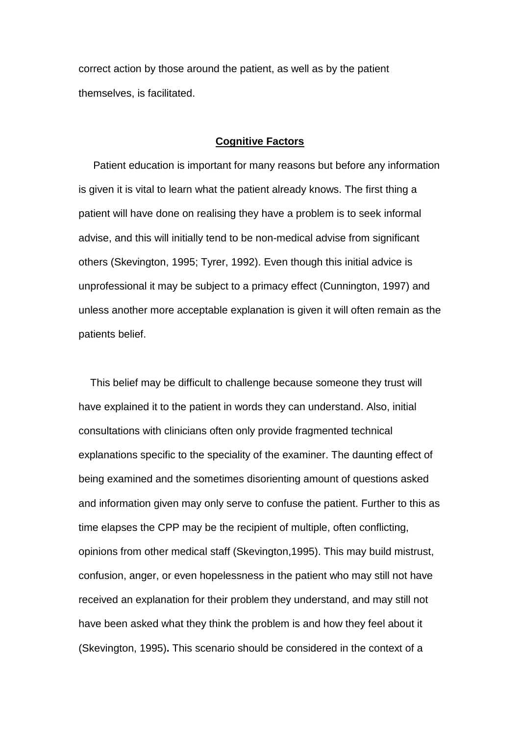correct action by those around the patient, as well as by the patient themselves, is facilitated.

## Cognitive Factors

Patient education is important for many reasons but before any information is given it is vital to learn what the patient already knows. The first thing a patient will have done on realising they have a problem is to seek informal advise, and this will initially tend to be non-medical advise from significant others (Skevington, 1995; Tyrer, 1992). Even though this initial advice is unprofessional it may be subject to a primacy effect (Cunnington, 1997) and unless another more acceptable explanation is given it will often remain as the patients belief.

This belief may be difficult to challenge because someone they trust will have explained it to the patient in words they can understand. Also, initial consultations with clinicians often only provide fragmented technical explanations specific to the speciality of the examiner. The daunting effect of being examined and the sometimes disorienting amount of questions asked and information given may only serve to confuse the patient. Further to this as time elapses the CPP may be the recipient of multiple, often conflicting, opinions from other medical staff (Skevington,1995). This may build mistrust, confusion, anger, or even hopelessness in the patient who may still not have received an explanation for their problem they understand, and may still not have been asked what they think the problem is and how they feel about it (Skevington, 1995)**.** This scenario should be considered in the context of a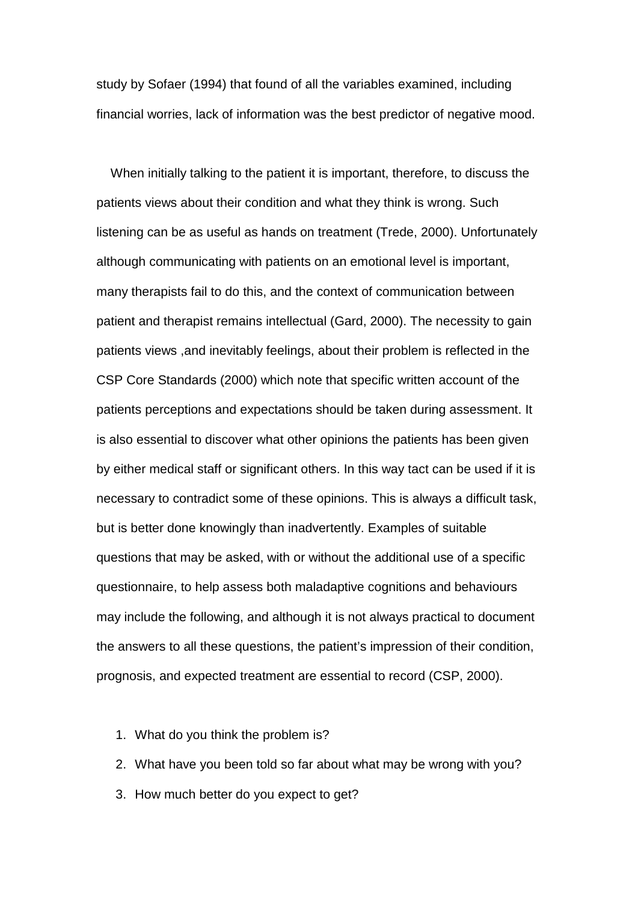study by Sofaer (1994) that found of all the variables examined, including financial worries, lack of information was the best predictor of negative mood.

When initially talking to the patient it is important, therefore, to discuss the patients views about their condition and what they think is wrong. Such listening can be as useful as hands on treatment (Trede, 2000). Unfortunately although communicating with patients on an emotional level is important, many therapists fail to do this, and the context of communication between patient and therapist remains intellectual (Gard, 2000). The necessity to gain patients views ,and inevitably feelings, about their problem is reflected in the CSP Core Standards (2000) which note that specific written account of the patients perceptions and expectations should be taken during assessment. It is also essential to discover what other opinions the patients has been given by either medical staff or significant others. In this way tact can be used if it is necessary to contradict some of these opinions. This is always a difficult task, but is better done knowingly than inadvertently. Examples of suitable questions that may be asked, with or without the additional use of a specific questionnaire, to help assess both maladaptive cognitions and behaviours may include the following, and although it is not always practical to document the answers to all these questions, the patient's impression of their condition, prognosis, and expected treatment are essential to record (CSP, 2000).

1. What do you think the problem is?
2. What have you been told so far about what may be wrong with you?
3. How much better do you expect to get?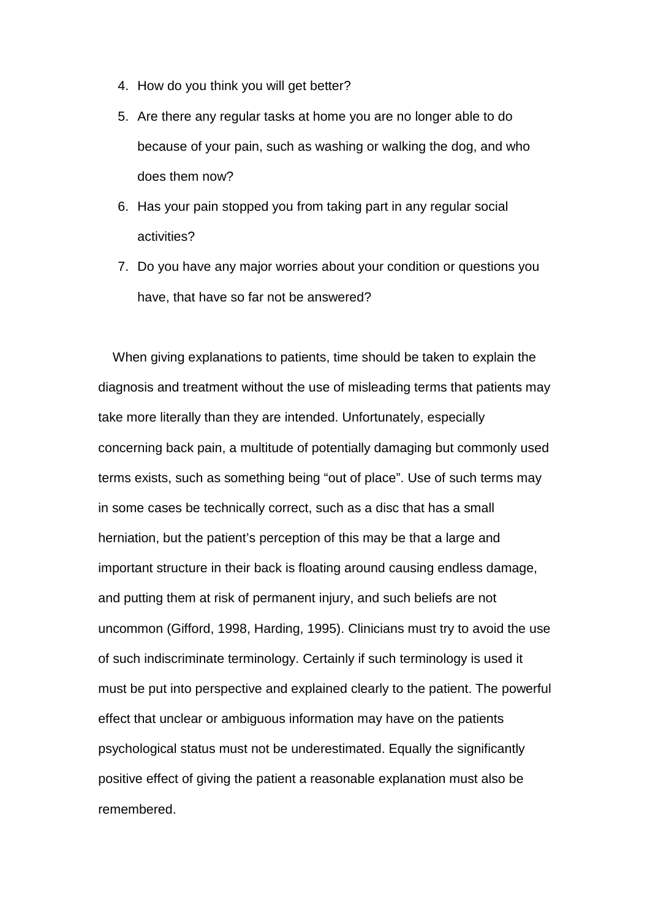4. How do you think you will get better?
5. Are there any regular tasks at home you are no longer able to do because of your pain, such as washing or walking the dog, and who does them now?
6. Has your pain stopped you from taking part in any regular social activities?
7. Do you have any major worries about your condition or questions you have, that have so far not be answered?

When giving explanations to patients, time should be taken to explain the diagnosis and treatment without the use of misleading terms that patients may take more literally than they are intended. Unfortunately, especially concerning back pain, a multitude of potentially damaging but commonly used terms exists, such as something being "out of place". Use of such terms may in some cases be technically correct, such as a disc that has a small herniation, but the patient's perception of this may be that a large and important structure in their back is floating around causing endless damage, and putting them at risk of permanent injury, and such beliefs are not uncommon (Gifford, 1998, Harding, 1995). Clinicians must try to avoid the use of such indiscriminate terminology. Certainly if such terminology is used it must be put into perspective and explained clearly to the patient. The powerful effect that unclear or ambiguous information may have on the patients psychological status must not be underestimated. Equally the significantly positive effect of giving the patient a reasonable explanation must also be remembered.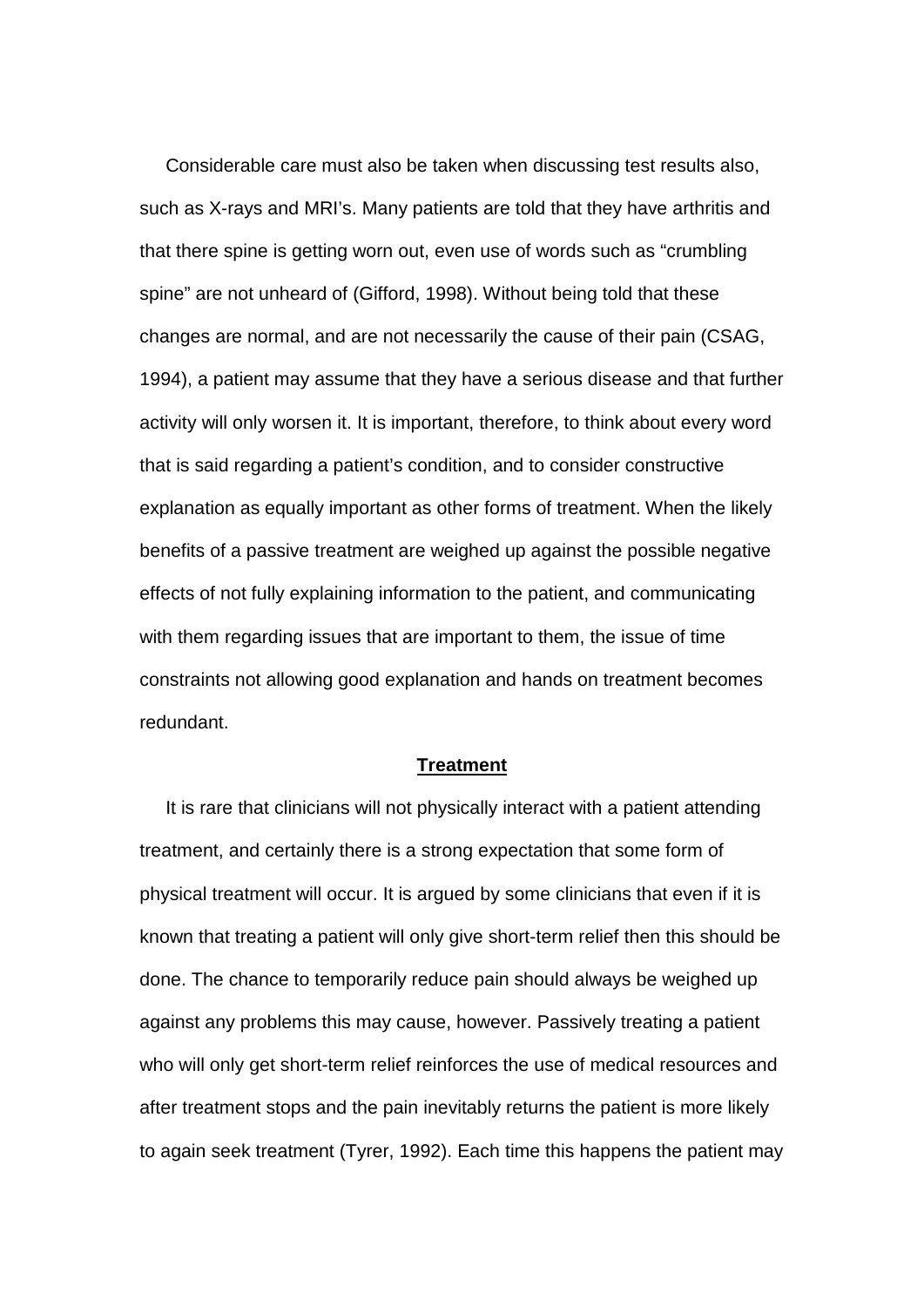Considerable care must also be taken when discussing test results also, such as X-rays and MRI's. Many patients are told that they have arthritis and that there spine is getting worn out, even use of words such as "crumbling spine" are not unheard of (Gifford, 1998). Without being told that these changes are normal, and are not necessarily the cause of their pain (CSAG, 1994), a patient may assume that they have a serious disease and that further activity will only worsen it. It is important, therefore, to think about every word that is said regarding a patient's condition, and to consider constructive explanation as equally important as other forms of treatment. When the likely benefits of a passive treatment are weighed up against the possible negative effects of not fully explaining information to the patient, and communicating with them regarding issues that are important to them, the issue of time constraints not allowing good explanation and hands on treatment becomes redundant.

## Treatment

It is rare that clinicians will not physically interact with a patient attending treatment, and certainly there is a strong expectation that some form of physical treatment will occur. It is argued by some clinicians that even if it is known that treating a patient will only give short-term relief then this should be done. The chance to temporarily reduce pain should always be weighed up against any problems this may cause, however. Passively treating a patient who will only get short-term relief reinforces the use of medical resources and after treatment stops and the pain inevitably returns the patient is more likely to again seek treatment (Tyrer, 1992). Each time this happens the patient may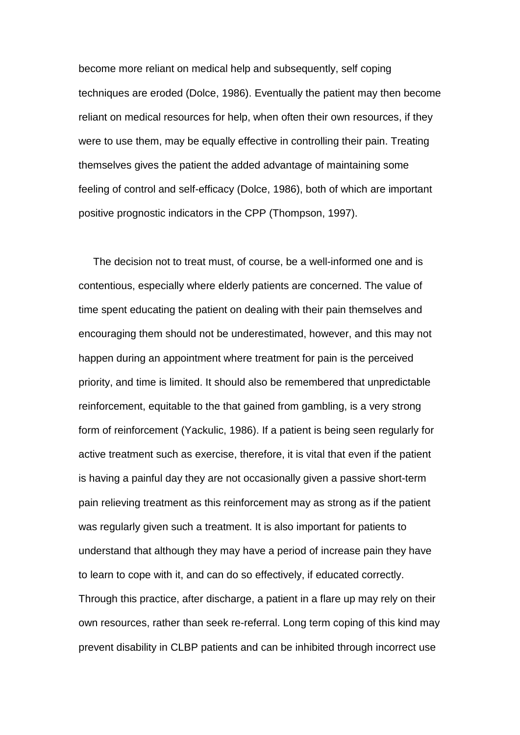become more reliant on medical help and subsequently, self coping techniques are eroded (Dolce, 1986). Eventually the patient may then become reliant on medical resources for help, when often their own resources, if they were to use them, may be equally effective in controlling their pain. Treating themselves gives the patient the added advantage of maintaining some feeling of control and self-efficacy (Dolce, 1986), both of which are important positive prognostic indicators in the CPP (Thompson, 1997).

The decision not to treat must, of course, be a well-informed one and is contentious, especially where elderly patients are concerned. The value of time spent educating the patient on dealing with their pain themselves and encouraging them should not be underestimated, however, and this may not happen during an appointment where treatment for pain is the perceived priority, and time is limited. It should also be remembered that unpredictable reinforcement, equitable to the that gained from gambling, is a very strong form of reinforcement (Yackulic, 1986). If a patient is being seen regularly for active treatment such as exercise, therefore, it is vital that even if the patient is having a painful day they are not occasionally given a passive short-term pain relieving treatment as this reinforcement may as strong as if the patient was regularly given such a treatment. It is also important for patients to understand that although they may have a period of increase pain they have to learn to cope with it, and can do so effectively, if educated correctly. Through this practice, after discharge, a patient in a flare up may rely on their own resources, rather than seek re-referral. Long term coping of this kind may prevent disability in CLBP patients and can be inhibited through incorrect use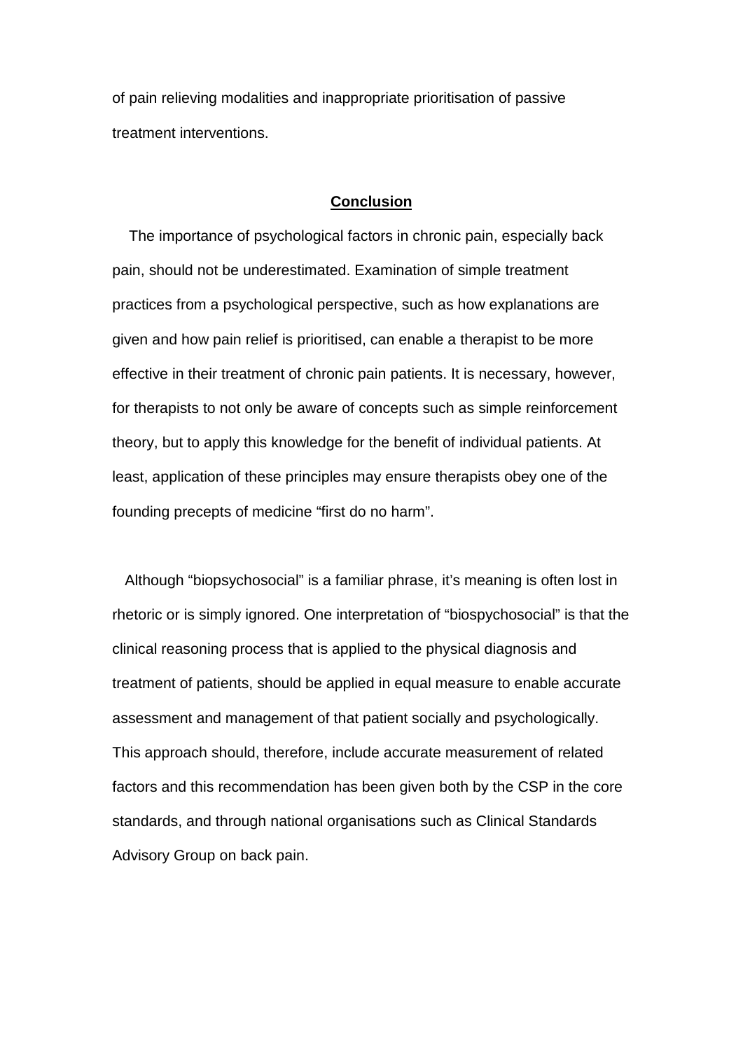of pain relieving modalities and inappropriate prioritisation of passive treatment interventions.

## Conclusion

The importance of psychological factors in chronic pain, especially back pain, should not be underestimated. Examination of simple treatment practices from a psychological perspective, such as how explanations are given and how pain relief is prioritised, can enable a therapist to be more effective in their treatment of chronic pain patients. It is necessary, however, for therapists to not only be aware of concepts such as simple reinforcement theory, but to apply this knowledge for the benefit of individual patients. At least, application of these principles may ensure therapists obey one of the founding precepts of medicine “first do no harm”.

Although “biopsychosocial” is a familiar phrase, it’s meaning is often lost in rhetoric or is simply ignored. One interpretation of “biospychosocial” is that the clinical reasoning process that is applied to the physical diagnosis and treatment of patients, should be applied in equal measure to enable accurate assessment and management of that patient socially and psychologically. This approach should, therefore, include accurate measurement of related factors and this recommendation has been given both by the CSP in the core standards, and through national organisations such as Clinical Standards Advisory Group on back pain.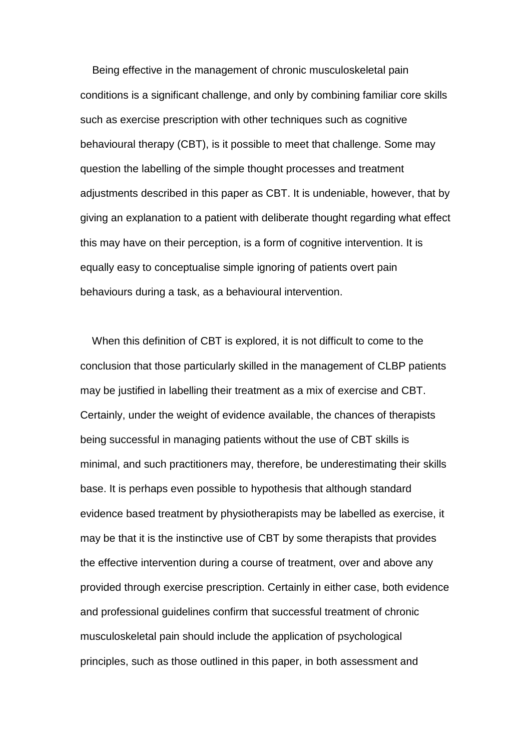Being effective in the management of chronic musculoskeletal pain conditions is a significant challenge, and only by combining familiar core skills such as exercise prescription with other techniques such as cognitive behavioural therapy (CBT), is it possible to meet that challenge. Some may question the labelling of the simple thought processes and treatment adjustments described in this paper as CBT. It is undeniable, however, that by giving an explanation to a patient with deliberate thought regarding what effect this may have on their perception, is a form of cognitive intervention. It is equally easy to conceptualise simple ignoring of patients overt pain behaviours during a task, as a behavioural intervention.

When this definition of CBT is explored, it is not difficult to come to the conclusion that those particularly skilled in the management of CLBP patients may be justified in labelling their treatment as a mix of exercise and CBT. Certainly, under the weight of evidence available, the chances of therapists being successful in managing patients without the use of CBT skills is minimal, and such practitioners may, therefore, be underestimating their skills base. It is perhaps even possible to hypothesis that although standard evidence based treatment by physiotherapists may be labelled as exercise, it may be that it is the instinctive use of CBT by some therapists that provides the effective intervention during a course of treatment, over and above any provided through exercise prescription. Certainly in either case, both evidence and professional guidelines confirm that successful treatment of chronic musculoskeletal pain should include the application of psychological principles, such as those outlined in this paper, in both assessment and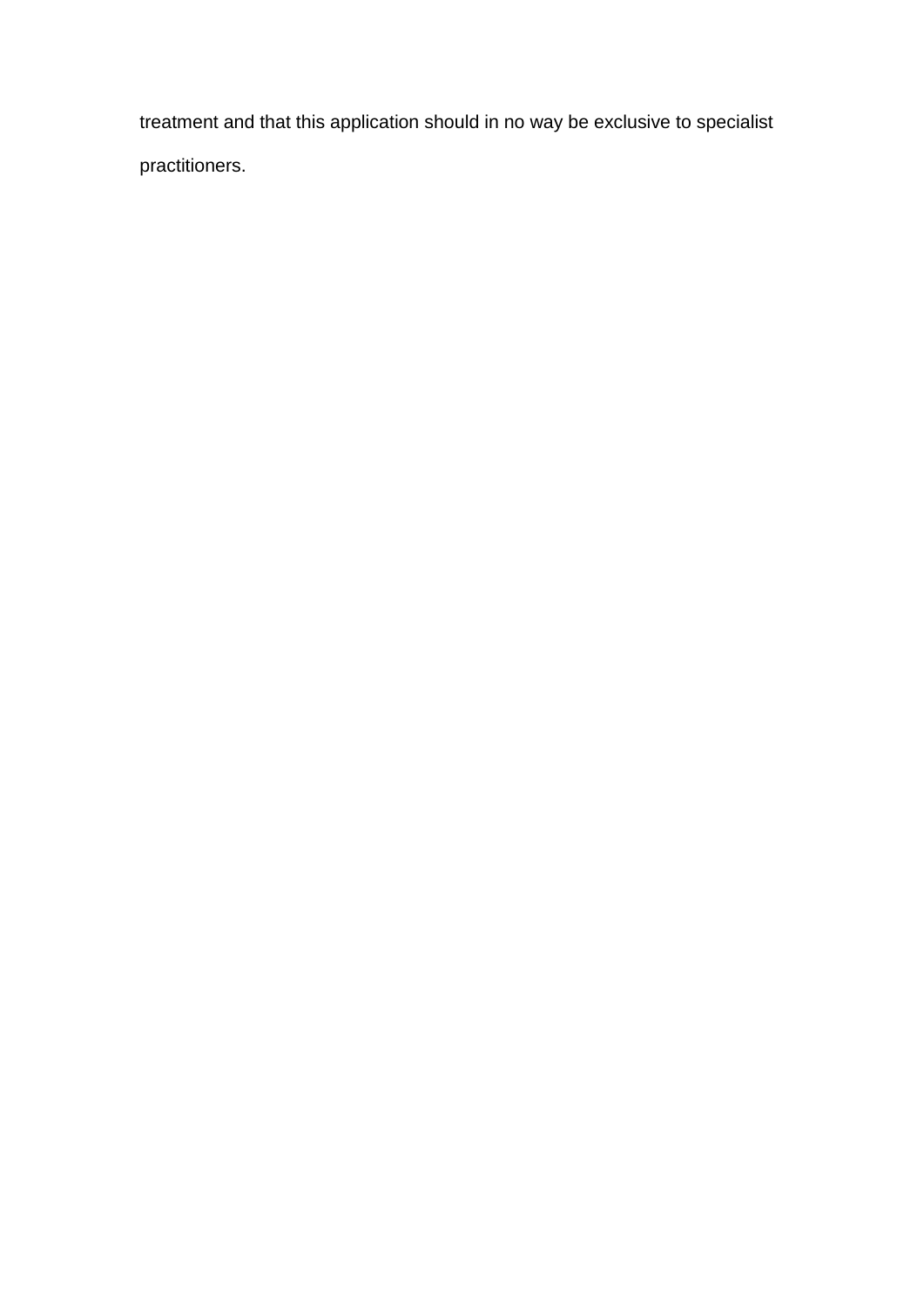treatment and that this application should in no way be exclusive to specialist practitioners.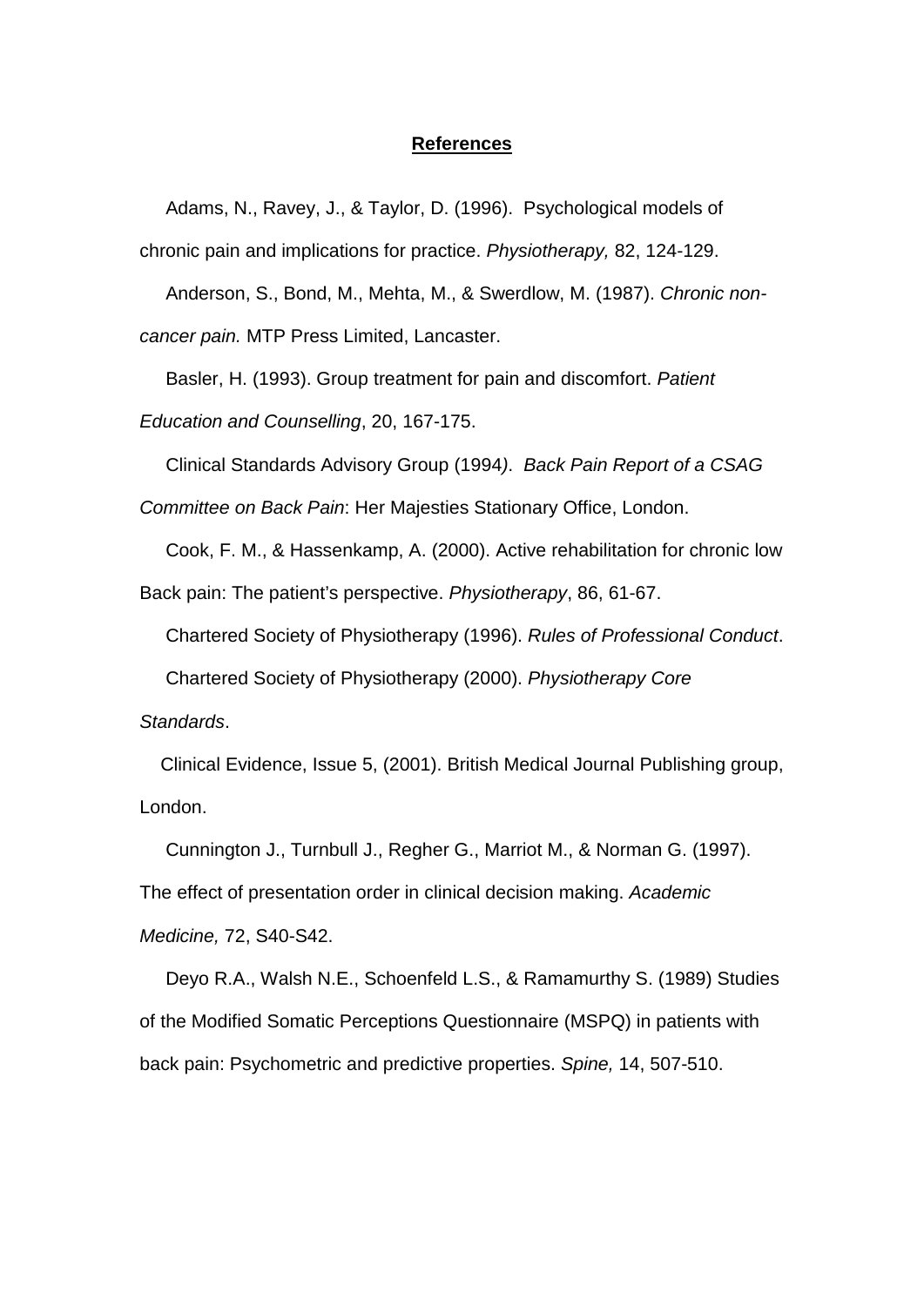## References

Adams, N., Ravey, J., & Taylor, D. (1996). Psychological models of chronic pain and implications for practice. *Physiotherapy,* 82, 124-129.

Anderson, S., Bond, M., Mehta, M., & Swerdlow, M. (1987). *Chronic non-cancer pain.* MTP Press Limited, Lancaster.

Basler, H. (1993). Group treatment for pain and discomfort. *Patient Education and Counselling*, 20, 167-175.

Clinical Standards Advisory Group (1994*). Back Pain Report of a CSAG Committee on Back Pain*: Her Majesties Stationary Office, London.

Cook, F. M., & Hassenkamp, A. (2000). Active rehabilitation for chronic low Back pain: The patient's perspective. *Physiotherapy*, 86, 61-67.

Chartered Society of Physiotherapy (1996). *Rules of Professional Conduct*.

Chartered Society of Physiotherapy (2000). *Physiotherapy Core Standards*.

Clinical Evidence, Issue 5, (2001). British Medical Journal Publishing group, London.

Cunnington J., Turnbull J., Regher G., Marriot M., & Norman G. (1997). The effect of presentation order in clinical decision making. *Academic Medicine,* 72, S40-S42.

Deyo R.A., Walsh N.E., Schoenfeld L.S., & Ramamurthy S. (1989) Studies of the Modified Somatic Perceptions Questionnaire (MSPQ) in patients with back pain: Psychometric and predictive properties. *Spine,* 14, 507-510.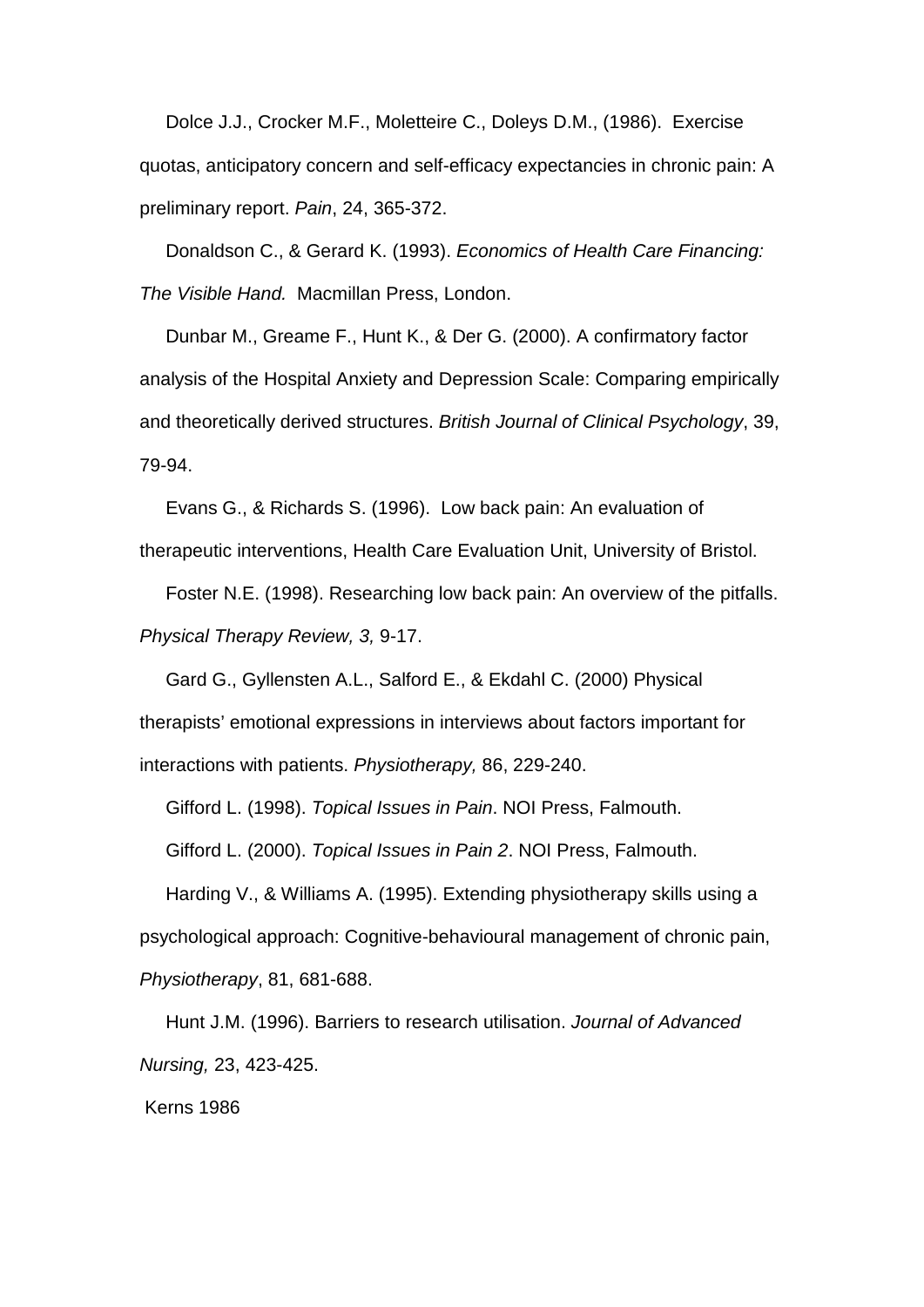Dolce J.J., Crocker M.F., Moletteire C., Doleys D.M., (1986). Exercise quotas, anticipatory concern and self-efficacy expectancies in chronic pain: A preliminary report. *Pain*, 24, 365-372.

Donaldson C., & Gerard K. (1993). *Economics of Health Care Financing: The Visible Hand.* Macmillan Press, London.

Dunbar M., Greame F., Hunt K., & Der G. (2000). A confirmatory factor analysis of the Hospital Anxiety and Depression Scale: Comparing empirically and theoretically derived structures. *British Journal of Clinical Psychology*, 39, 79-94.

Evans G., & Richards S. (1996). Low back pain: An evaluation of therapeutic interventions, Health Care Evaluation Unit, University of Bristol.

Foster N.E. (1998). Researching low back pain: An overview of the pitfalls. *Physical Therapy Review, 3,* 9-17.

Gard G., Gyllensten A.L., Salford E., & Ekdahl C. (2000) Physical therapists' emotional expressions in interviews about factors important for interactions with patients. *Physiotherapy,* 86, 229-240.

Gifford L. (1998). *Topical Issues in Pain*. NOI Press, Falmouth.

Gifford L. (2000). *Topical Issues in Pain 2*. NOI Press, Falmouth.

Harding V., & Williams A. (1995). Extending physiotherapy skills using a psychological approach: Cognitive-behavioural management of chronic pain, *Physiotherapy*, 81, 681-688.

Hunt J.M. (1996). Barriers to research utilisation. *Journal of Advanced Nursing,* 23, 423-425.

Kerns 1986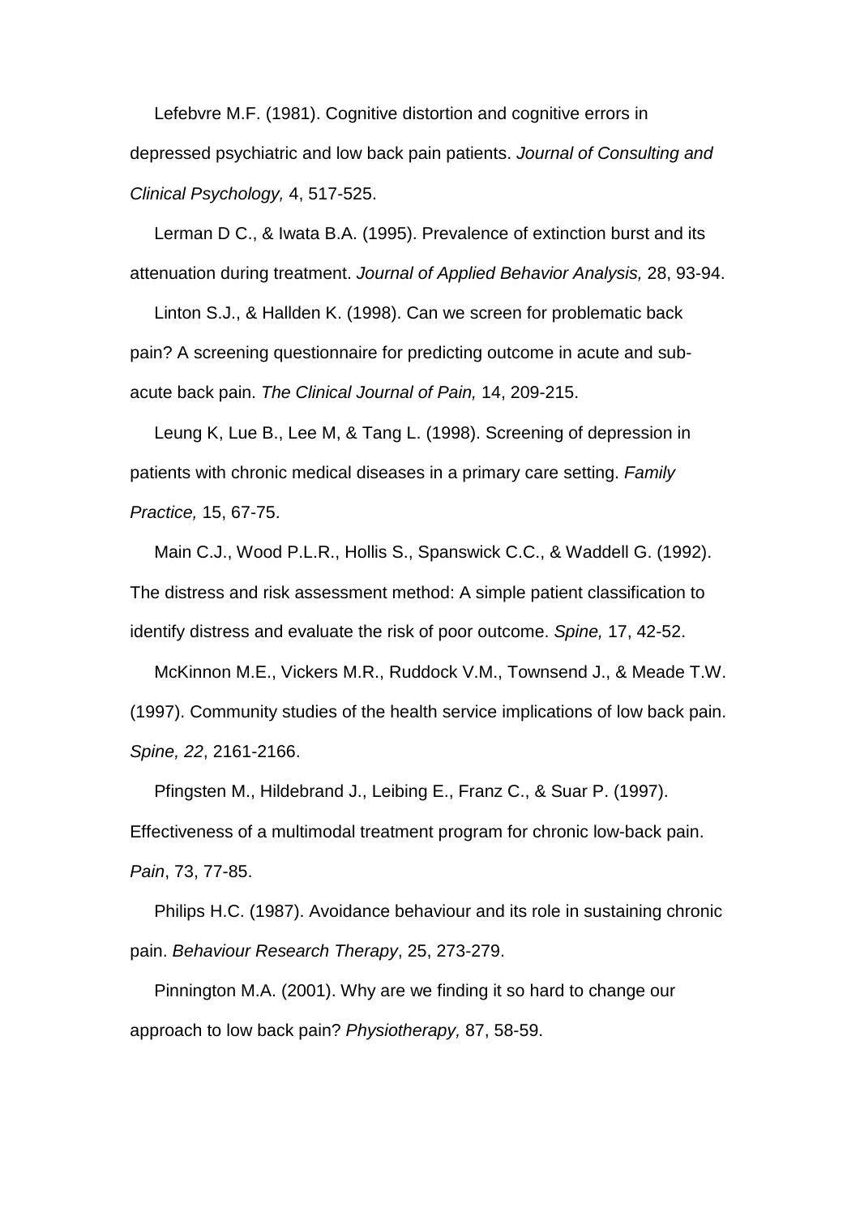Lefebvre M.F. (1981). Cognitive distortion and cognitive errors in depressed psychiatric and low back pain patients. *Journal of Consulting and Clinical Psychology,* 4, 517-525.

Lerman D C., & Iwata B.A. (1995). Prevalence of extinction burst and its attenuation during treatment. *Journal of Applied Behavior Analysis,* 28, 93-94.

Linton S.J., & Hallden K. (1998). Can we screen for problematic back pain? A screening questionnaire for predicting outcome in acute and sub-acute back pain. *The Clinical Journal of Pain,* 14, 209-215.

Leung K, Lue B., Lee M, & Tang L. (1998). Screening of depression in patients with chronic medical diseases in a primary care setting. *Family Practice,* 15, 67-75.

Main C.J., Wood P.L.R., Hollis S., Spanswick C.C., & Waddell G. (1992). The distress and risk assessment method: A simple patient classification to identify distress and evaluate the risk of poor outcome. *Spine,* 17, 42-52.

McKinnon M.E., Vickers M.R., Ruddock V.M., Townsend J., & Meade T.W. (1997). Community studies of the health service implications of low back pain. *Spine, 22*, 2161-2166.

Pfingsten M., Hildebrand J., Leibing E., Franz C., & Suar P. (1997). Effectiveness of a multimodal treatment program for chronic low-back pain. *Pain*, 73, 77-85.

Philips H.C. (1987). Avoidance behaviour and its role in sustaining chronic pain. *Behaviour Research Therapy*, 25, 273-279.

Pinnington M.A. (2001). Why are we finding it so hard to change our approach to low back pain? *Physiotherapy,* 87, 58-59.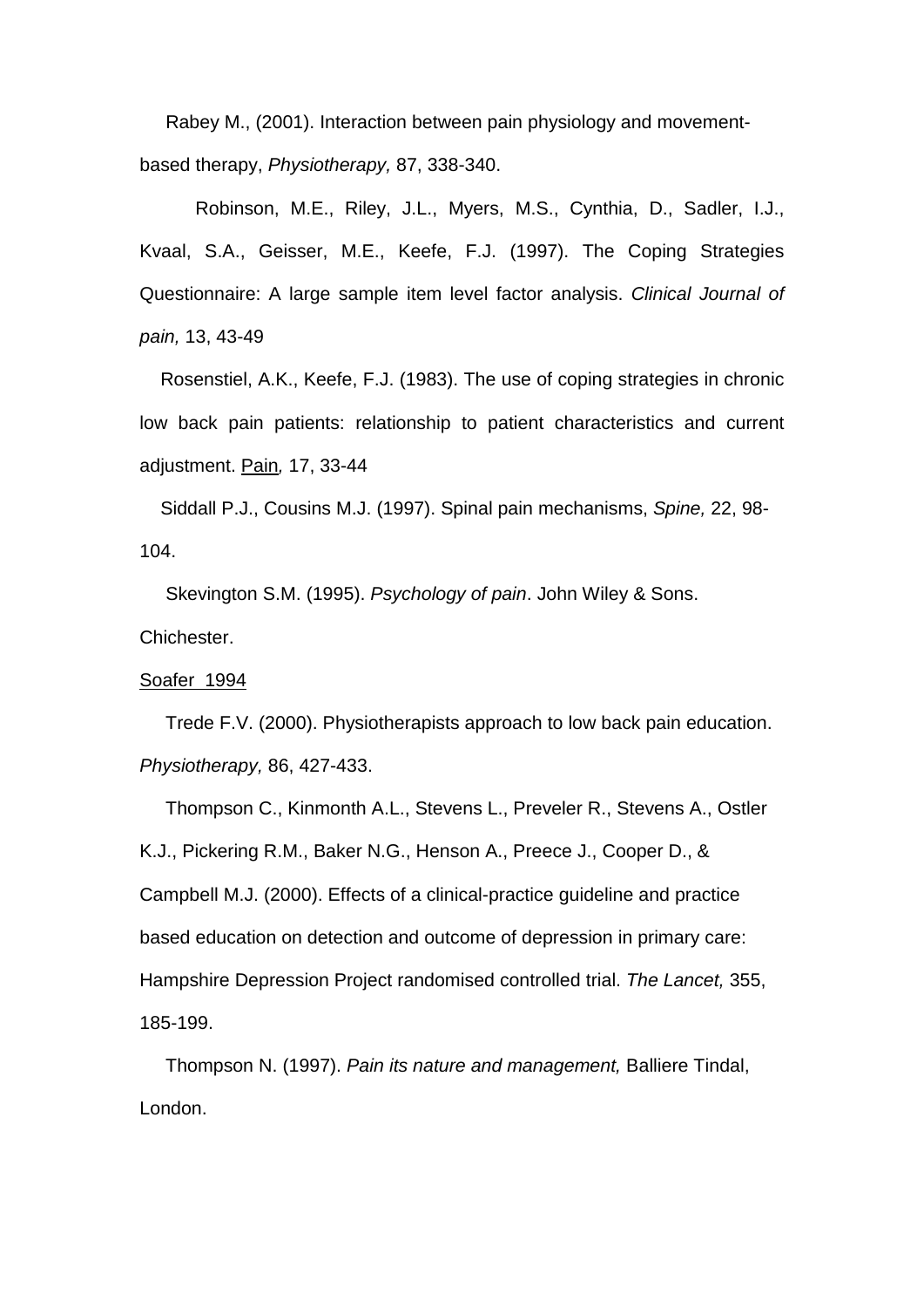Rabey M., (2001). Interaction between pain physiology and movement-based therapy, *Physiotherapy,* 87, 338-340.

Robinson, M.E., Riley, J.L., Myers, M.S., Cynthia, D., Sadler, I.J., Kvaal, S.A., Geisser, M.E., Keefe, F.J. (1997). The Coping Strategies Questionnaire: A large sample item level factor analysis. *Clinical Journal of pain,* 13, 43-49

Rosenstiel, A.K., Keefe, F.J. (1983). The use of coping strategies in chronic low back pain patients: relationship to patient characteristics and current adjustment. <u>Pain</u>*,* 17, 33-44

Siddall P.J., Cousins M.J. (1997). Spinal pain mechanisms, *Spine,* 22, 98-104.

Skevington S.M. (1995). *Psychology of pain*. John Wiley & Sons. Chichester.

<u>Soafer 1994</u>

Trede F.V. (2000). Physiotherapists approach to low back pain education. *Physiotherapy,* 86, 427-433.

Thompson C., Kinmonth A.L., Stevens L., Preveler R., Stevens A., Ostler K.J., Pickering R.M., Baker N.G., Henson A., Preece J., Cooper D., & Campbell M.J. (2000). Effects of a clinical-practice guideline and practice based education on detection and outcome of depression in primary care: Hampshire Depression Project randomised controlled trial. *The Lancet,* 355, 185-199.

Thompson N. (1997). *Pain its nature and management,* Balliere Tindal, London.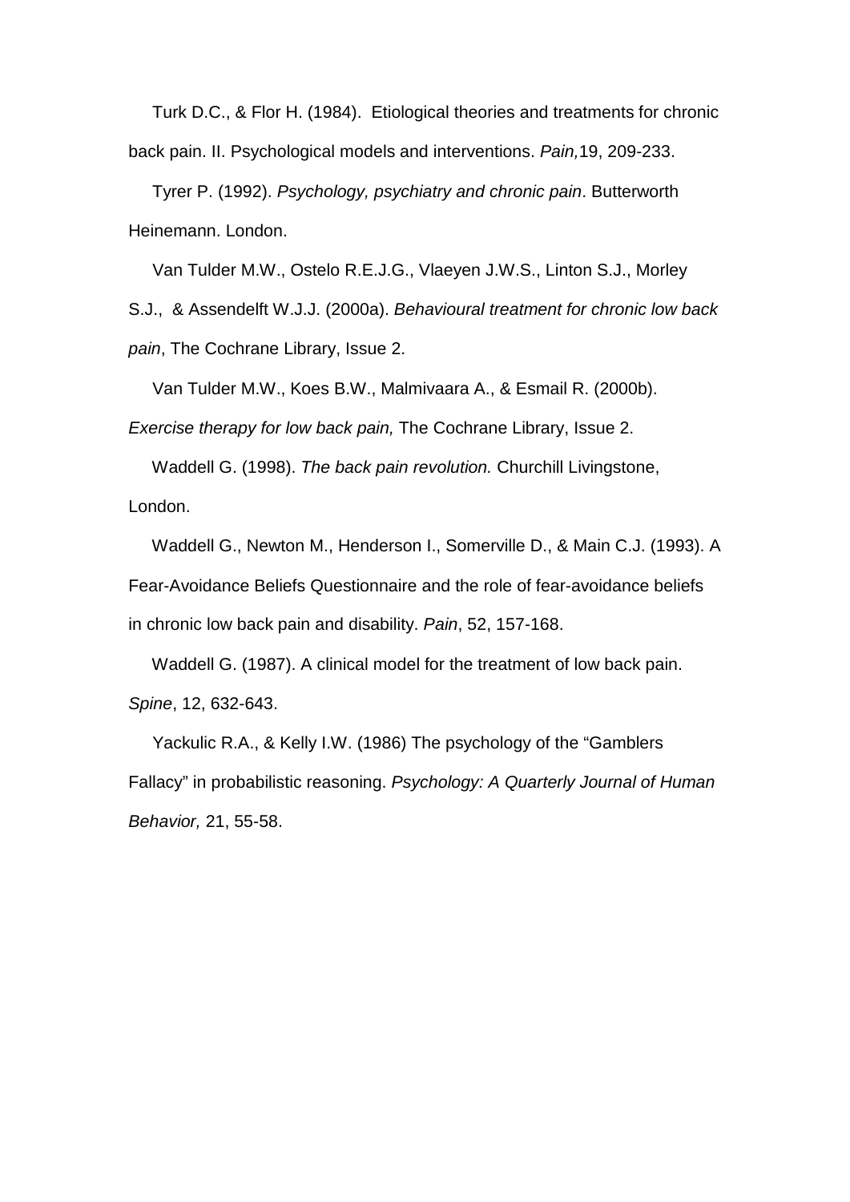Turk D.C., & Flor H. (1984). Etiological theories and treatments for chronic back pain. II. Psychological models and interventions. *Pain,*19, 209-233.

Tyrer P. (1992). *Psychology, psychiatry and chronic pain*. Butterworth Heinemann. London.

Van Tulder M.W., Ostelo R.E.J.G., Vlaeyen J.W.S., Linton S.J., Morley S.J., & Assendelft W.J.J. (2000a). *Behavioural treatment for chronic low back pain*, The Cochrane Library, Issue 2.

Van Tulder M.W., Koes B.W., Malmivaara A., & Esmail R. (2000b). *Exercise therapy for low back pain,* The Cochrane Library, Issue 2.

Waddell G. (1998). *The back pain revolution.* Churchill Livingstone, London.

Waddell G., Newton M., Henderson I., Somerville D., & Main C.J. (1993). A Fear-Avoidance Beliefs Questionnaire and the role of fear-avoidance beliefs in chronic low back pain and disability. *Pain*, 52, 157-168.

Waddell G. (1987). A clinical model for the treatment of low back pain. *Spine*, 12, 632-643.

Yackulic R.A., & Kelly I.W. (1986) The psychology of the "Gamblers Fallacy" in probabilistic reasoning. *Psychology: A Quarterly Journal of Human Behavior,* 21, 55-58.